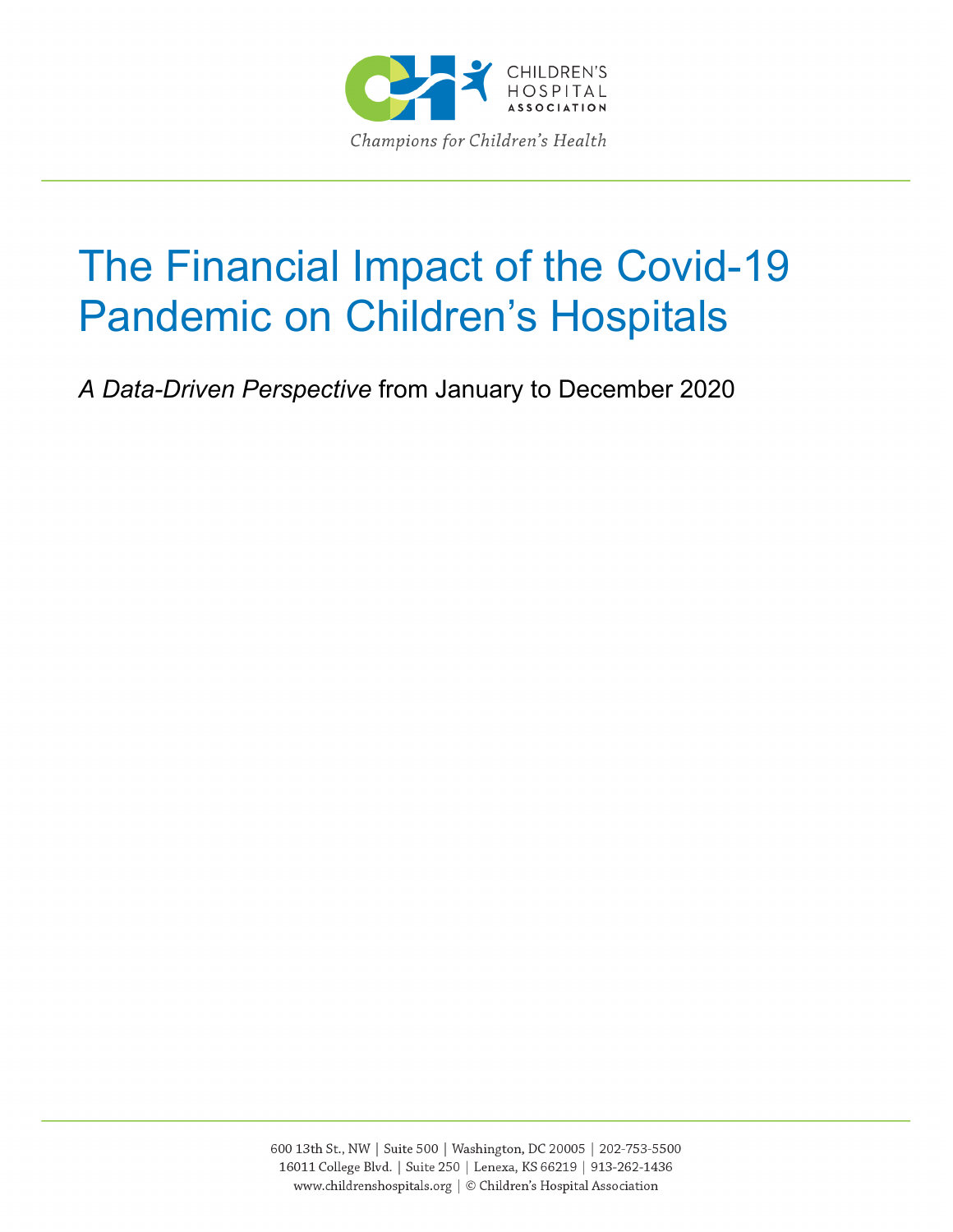CHILDREN'S HOSPITAL ASSOCIATION

*Champions for Children's Health*

# The Financial Impact of the Covid-19 Pandemic on Children's Hospitals

*A Data-Driven Perspective* from January to December 2020

600 13th St., NW | Suite 500 | Washington, DC 20005 | 202-753-5500
16011 College Blvd. | Suite 250 | Lenexa, KS 66219 | 913-262-1436
www.childrenshospitals.org | © Children's Hospital Association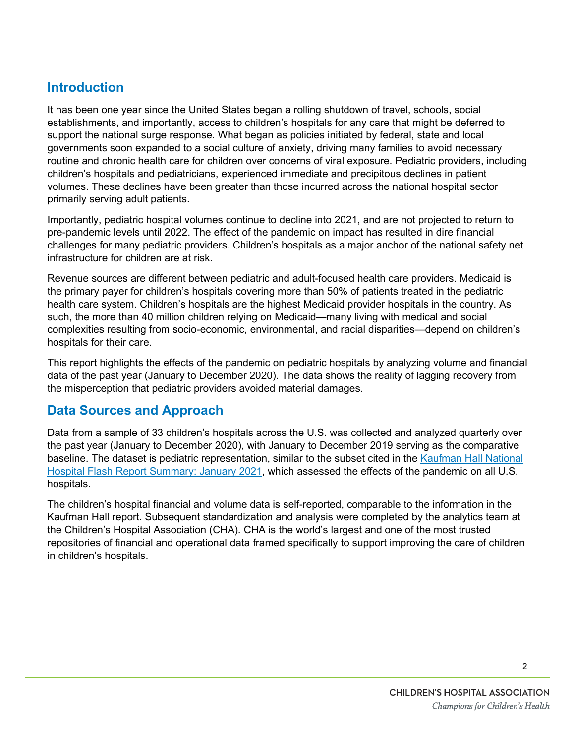## Introduction

It has been one year since the United States began a rolling shutdown of travel, schools, social establishments, and importantly, access to children's hospitals for any care that might be deferred to support the national surge response. What began as policies initiated by federal, state and local governments soon expanded to a social culture of anxiety, driving many families to avoid necessary routine and chronic health care for children over concerns of viral exposure. Pediatric providers, including children's hospitals and pediatricians, experienced immediate and precipitous declines in patient volumes. These declines have been greater than those incurred across the national hospital sector primarily serving adult patients.

Importantly, pediatric hospital volumes continue to decline into 2021, and are not projected to return to pre-pandemic levels until 2022. The effect of the pandemic on impact has resulted in dire financial challenges for many pediatric providers. Children's hospitals as a major anchor of the national safety net infrastructure for children are at risk.

Revenue sources are different between pediatric and adult-focused health care providers. Medicaid is the primary payer for children's hospitals covering more than 50% of patients treated in the pediatric health care system. Children's hospitals are the highest Medicaid provider hospitals in the country. As such, the more than 40 million children relying on Medicaid—many living with medical and social complexities resulting from socio-economic, environmental, and racial disparities—depend on children's hospitals for their care.

This report highlights the effects of the pandemic on pediatric hospitals by analyzing volume and financial data of the past year (January to December 2020). The data shows the reality of lagging recovery from the misperception that pediatric providers avoided material damages.

## Data Sources and Approach

Data from a sample of 33 children's hospitals across the U.S. was collected and analyzed quarterly over the past year (January to December 2020), with January to December 2019 serving as the comparative baseline. The dataset is pediatric representation, similar to the subset cited in the Kaufman Hall National Hospital Flash Report Summary: January 2021, which assessed the effects of the pandemic on all U.S. hospitals.

The children's hospital financial and volume data is self-reported, comparable to the information in the Kaufman Hall report. Subsequent standardization and analysis were completed by the analytics team at the Children's Hospital Association (CHA). CHA is the world's largest and one of the most trusted repositories of financial and operational data framed specifically to support improving the care of children in children's hospitals.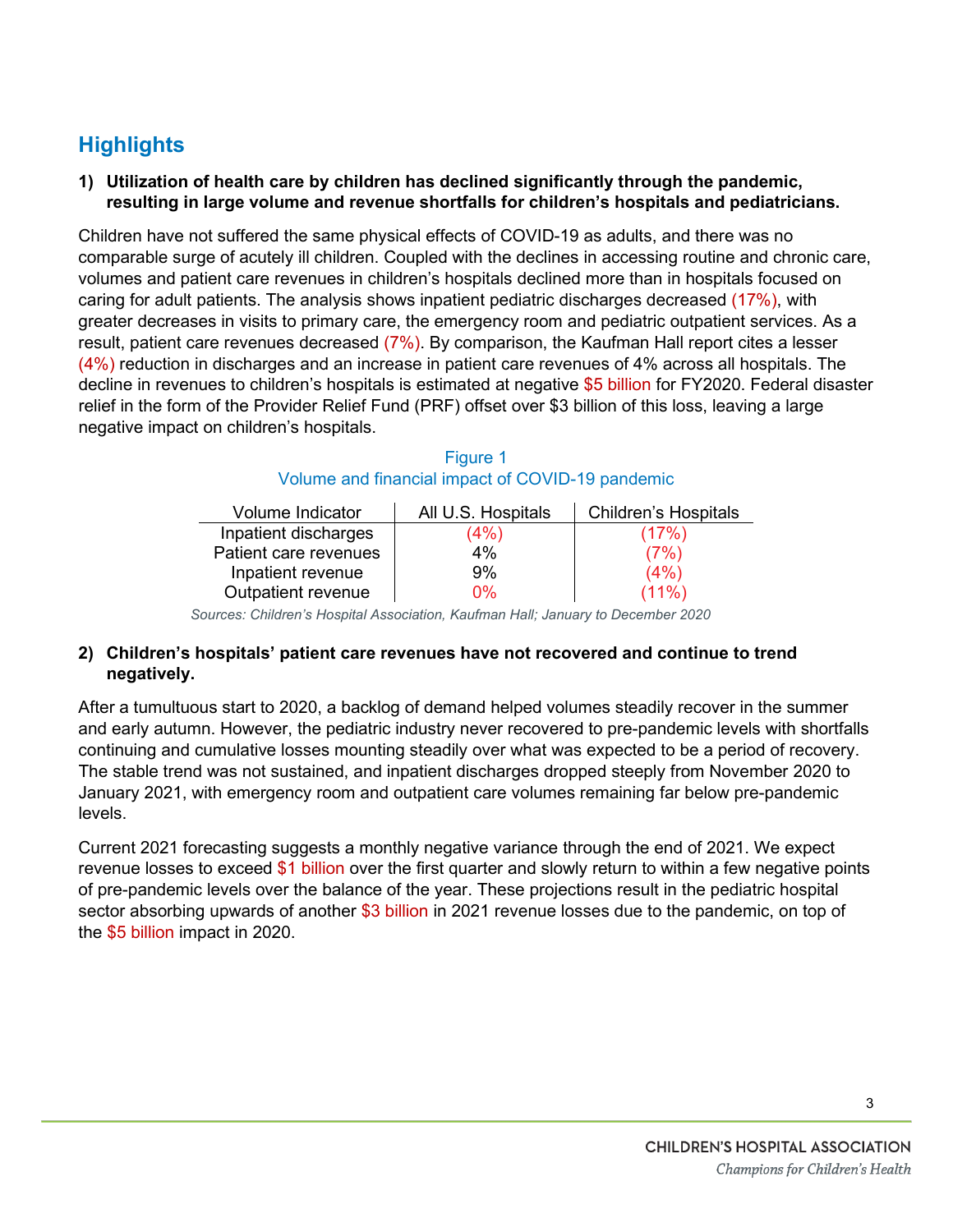## Highlights

1) **Utilization of health care by children has declined significantly through the pandemic, resulting in large volume and revenue shortfalls for children's hospitals and pediatricians.**

Children have not suffered the same physical effects of COVID-19 as adults, and there was no comparable surge of acutely ill children. Coupled with the declines in accessing routine and chronic care, volumes and patient care revenues in children's hospitals declined more than in hospitals focused on caring for adult patients. The analysis shows inpatient pediatric discharges decreased (17%), with greater decreases in visits to primary care, the emergency room and pediatric outpatient services. As a result, patient care revenues decreased (7%). By comparison, the Kaufman Hall report cites a lesser (4%) reduction in discharges and an increase in patient care revenues of 4% across all hospitals. The decline in revenues to children's hospitals is estimated at negative $5 billion for FY2020. Federal disaster relief in the form of the Provider Relief Fund (PRF) offset over $3 billion of this loss, leaving a large negative impact on children's hospitals.

Figure 1
Volume and financial impact of COVID-19 pandemic

| Volume Indicator | All U.S. Hospitals | Children's Hospitals |
|---|---|---|
| Inpatient discharges | (4%) | (17%) |
| Patient care revenues | 4% | (7%) |
| Inpatient revenue | 9% | (4%) |
| Outpatient revenue | 0% | (11%) |

*Sources: Children's Hospital Association, Kaufman Hall; January to December 2020*

2) **Children's hospitals' patient care revenues have not recovered and continue to trend negatively.**

After a tumultuous start to 2020, a backlog of demand helped volumes steadily recover in the summer and early autumn. However, the pediatric industry never recovered to pre-pandemic levels with shortfalls continuing and cumulative losses mounting steadily over what was expected to be a period of recovery. The stable trend was not sustained, and inpatient discharges dropped steeply from November 2020 to January 2021, with emergency room and outpatient care volumes remaining far below pre-pandemic levels.

Current 2021 forecasting suggests a monthly negative variance through the end of 2021. We expect revenue losses to exceed $1 billion over the first quarter and slowly return to within a few negative points of pre-pandemic levels over the balance of the year. These projections result in the pediatric hospital sector absorbing upwards of another $3 billion in 2021 revenue losses due to the pandemic, on top of the $5 billion impact in 2020.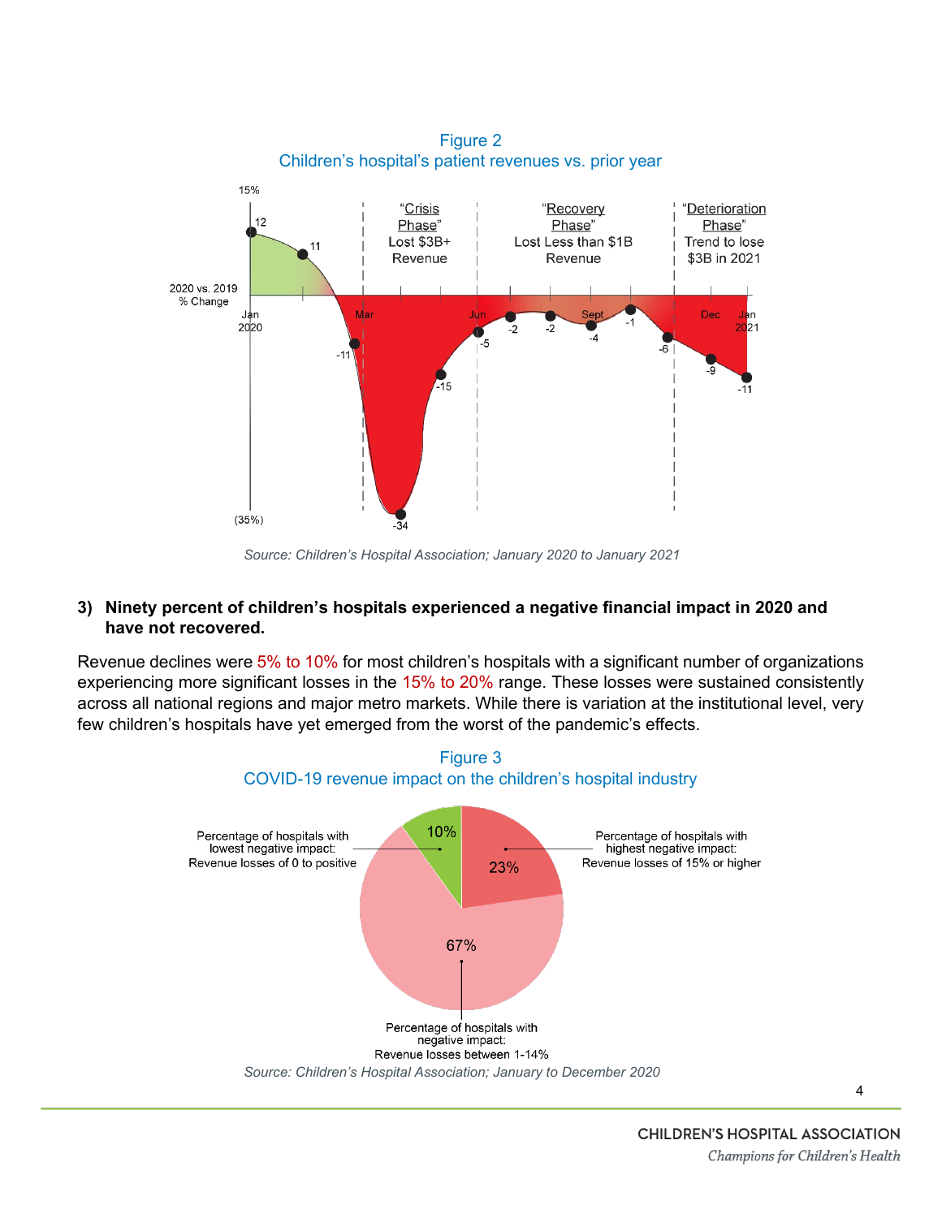Figure 2
Children's hospital's patient revenues vs. prior year

Source: Children's Hospital Association; January 2020 to January 2021

**3) Ninety percent of children's hospitals experienced a negative financial impact in 2020 and have not recovered.**

Revenue declines were 5% to 10% for most children's hospitals with a significant number of organizations experiencing more significant losses in the 15% to 20% range. These losses were sustained consistently across all national regions and major metro markets. While there is variation at the institutional level, very few children's hospitals have yet emerged from the worst of the pandemic's effects.

Figure 3
COVID-19 revenue impact on the children's hospital industry

Source: Children's Hospital Association; January to December 2020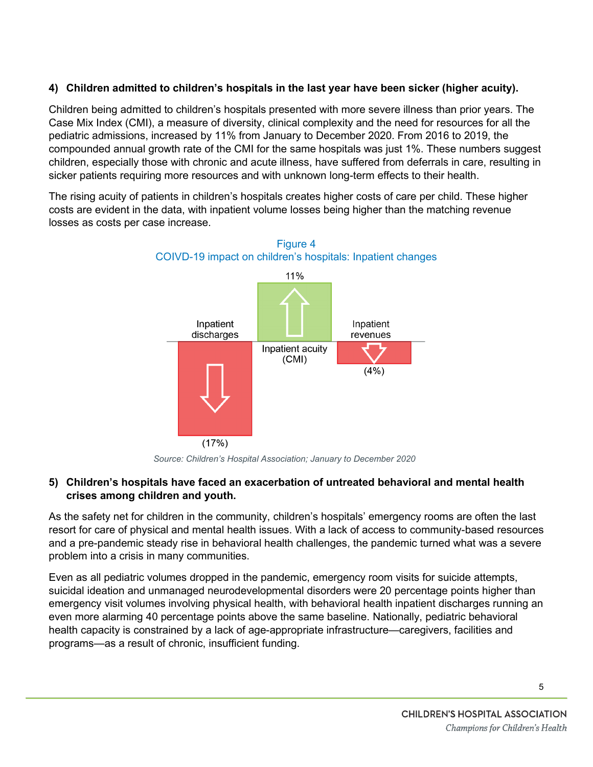### 4) Children admitted to children's hospitals in the last year have been sicker (higher acuity).

Children being admitted to children's hospitals presented with more severe illness than prior years. The Case Mix Index (CMI), a measure of diversity, clinical complexity and the need for resources for all the pediatric admissions, increased by 11% from January to December 2020. From 2016 to 2019, the compounded annual growth rate of the CMI for the same hospitals was just 1%. These numbers suggest children, especially those with chronic and acute illness, have suffered from deferrals in care, resulting in sicker patients requiring more resources and with unknown long-term effects to their health.

The rising acuity of patients in children's hospitals creates higher costs of care per child. These higher costs are evident in the data, with inpatient volume losses being higher than the matching revenue losses as costs per case increase.

Figure 4
COIVD-19 impact on children's hospitals: Inpatient changes

| Inpatient discharges | Inpatient acuity (CMI) | Inpatient revenues |
|---|---|---|
| (17%) | 11% | (4%) |

*Source: Children's Hospital Association; January to December 2020*

### 5) Children's hospitals have faced an exacerbation of untreated behavioral and mental health crises among children and youth.

As the safety net for children in the community, children's hospitals' emergency rooms are often the last resort for care of physical and mental health issues. With a lack of access to community-based resources and a pre-pandemic steady rise in behavioral health challenges, the pandemic turned what was a severe problem into a crisis in many communities.

Even as all pediatric volumes dropped in the pandemic, emergency room visits for suicide attempts, suicidal ideation and unmanaged neurodevelopmental disorders were 20 percentage points higher than emergency visit volumes involving physical health, with behavioral health inpatient discharges running an even more alarming 40 percentage points above the same baseline. Nationally, pediatric behavioral health capacity is constrained by a lack of age-appropriate infrastructure—caregivers, facilities and programs—as a result of chronic, insufficient funding.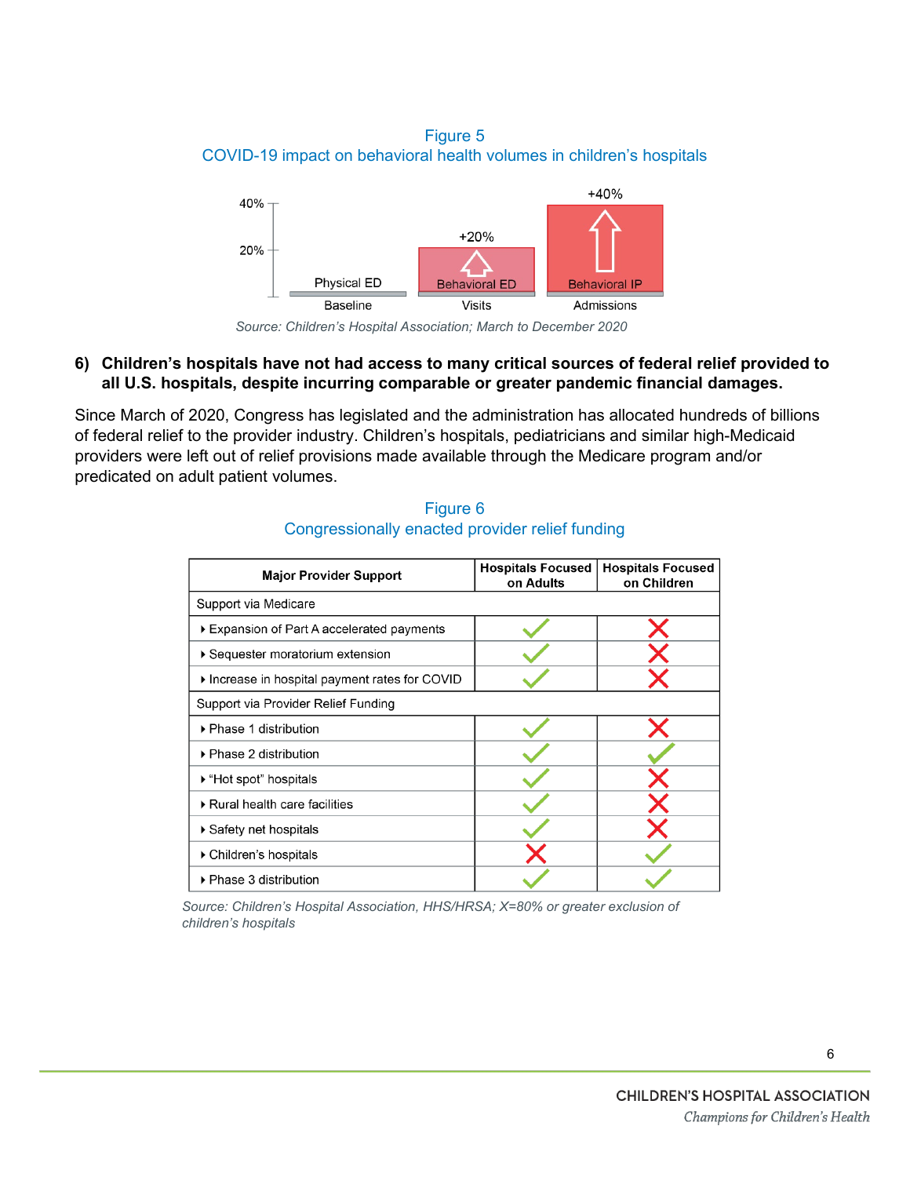Figure 5
COVID-19 impact on behavioral health volumes in children's hospitals

| Baseline | Visits | Admissions |
|---|---|---|
| Physical ED | Behavioral ED +20% | Behavioral IP +40% |

*Source: Children's Hospital Association; March to December 2020*

**6) Children's hospitals have not had access to many critical sources of federal relief provided to all U.S. hospitals, despite incurring comparable or greater pandemic financial damages.**

Since March of 2020, Congress has legislated and the administration has allocated hundreds of billions of federal relief to the provider industry. Children's hospitals, pediatricians and similar high-Medicaid providers were left out of relief provisions made available through the Medicare program and/or predicated on adult patient volumes.

Figure 6
Congressionally enacted provider relief funding

| Major Provider Support | Hospitals Focused on Adults | Hospitals Focused on Children |
|---|---|---|
| Support via Medicare | | |
| ‣ Expansion of Part A accelerated payments | ✓ | ✗ |
| ‣ Sequester moratorium extension | ✓ | ✗ |
| ‣ Increase in hospital payment rates for COVID | ✓ | ✗ |
| Support via Provider Relief Funding | | |
| ‣ Phase 1 distribution | ✓ | ✗ |
| ‣ Phase 2 distribution | ✓ | ✓ |
| ‣ "Hot spot" hospitals | ✓ | ✗ |
| ‣ Rural health care facilities | ✓ | ✗ |
| ‣ Safety net hospitals | ✓ | ✗ |
| ‣ Children's hospitals | ✗ | ✓ |
| ‣ Phase 3 distribution | ✓ | ✓ |

*Source: Children's Hospital Association, HHS/HRSA; X=80% or greater exclusion of children's hospitals*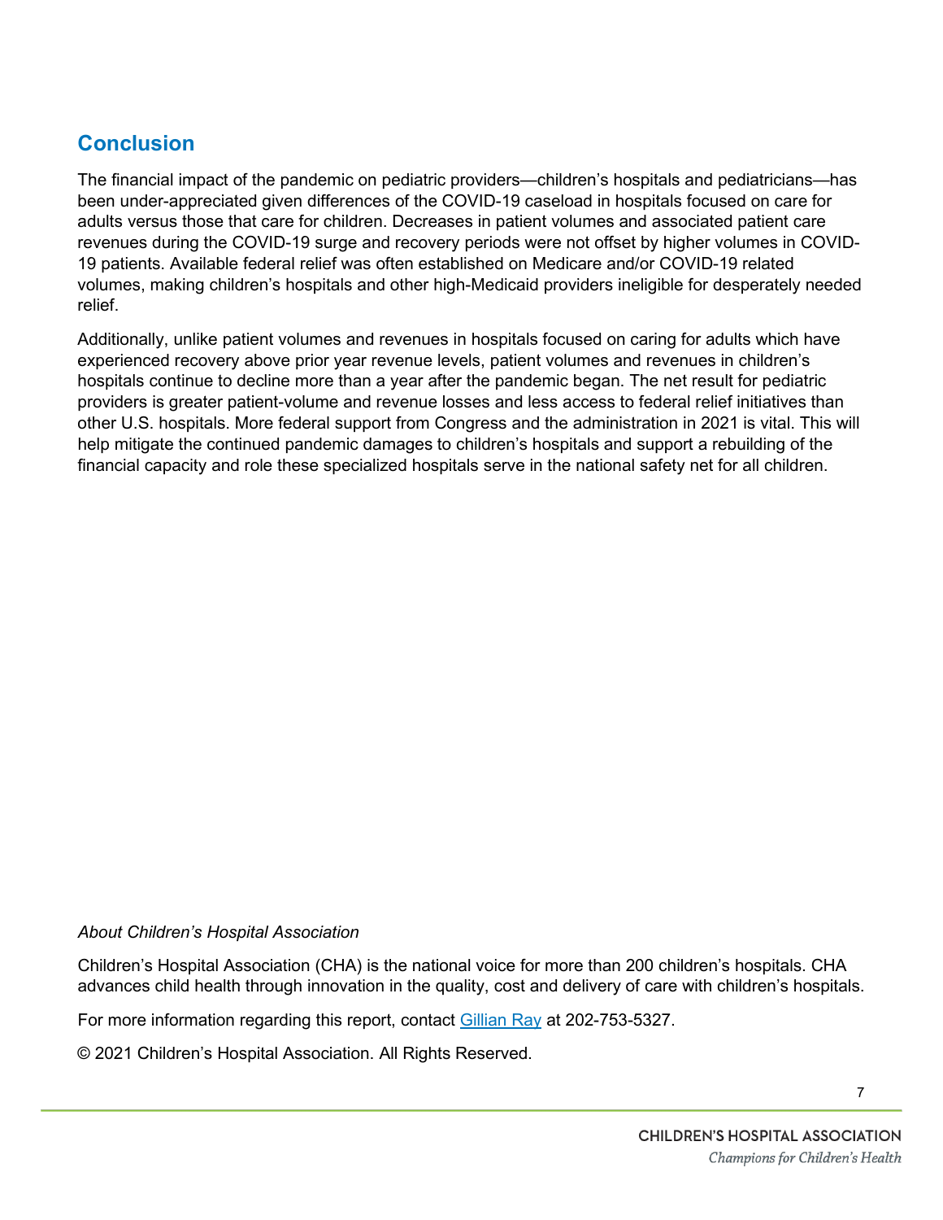## Conclusion

The financial impact of the pandemic on pediatric providers—children's hospitals and pediatricians—has been under-appreciated given differences of the COVID-19 caseload in hospitals focused on care for adults versus those that care for children. Decreases in patient volumes and associated patient care revenues during the COVID-19 surge and recovery periods were not offset by higher volumes in COVID-19 patients. Available federal relief was often established on Medicare and/or COVID-19 related volumes, making children's hospitals and other high-Medicaid providers ineligible for desperately needed relief.

Additionally, unlike patient volumes and revenues in hospitals focused on caring for adults which have experienced recovery above prior year revenue levels, patient volumes and revenues in children's hospitals continue to decline more than a year after the pandemic began. The net result for pediatric providers is greater patient-volume and revenue losses and less access to federal relief initiatives than other U.S. hospitals. More federal support from Congress and the administration in 2021 is vital. This will help mitigate the continued pandemic damages to children's hospitals and support a rebuilding of the financial capacity and role these specialized hospitals serve in the national safety net for all children.

*About Children's Hospital Association*

Children's Hospital Association (CHA) is the national voice for more than 200 children's hospitals. CHA advances child health through innovation in the quality, cost and delivery of care with children's hospitals.

For more information regarding this report, contact Gillian Ray at 202-753-5327.

© 2021 Children's Hospital Association. All Rights Reserved.